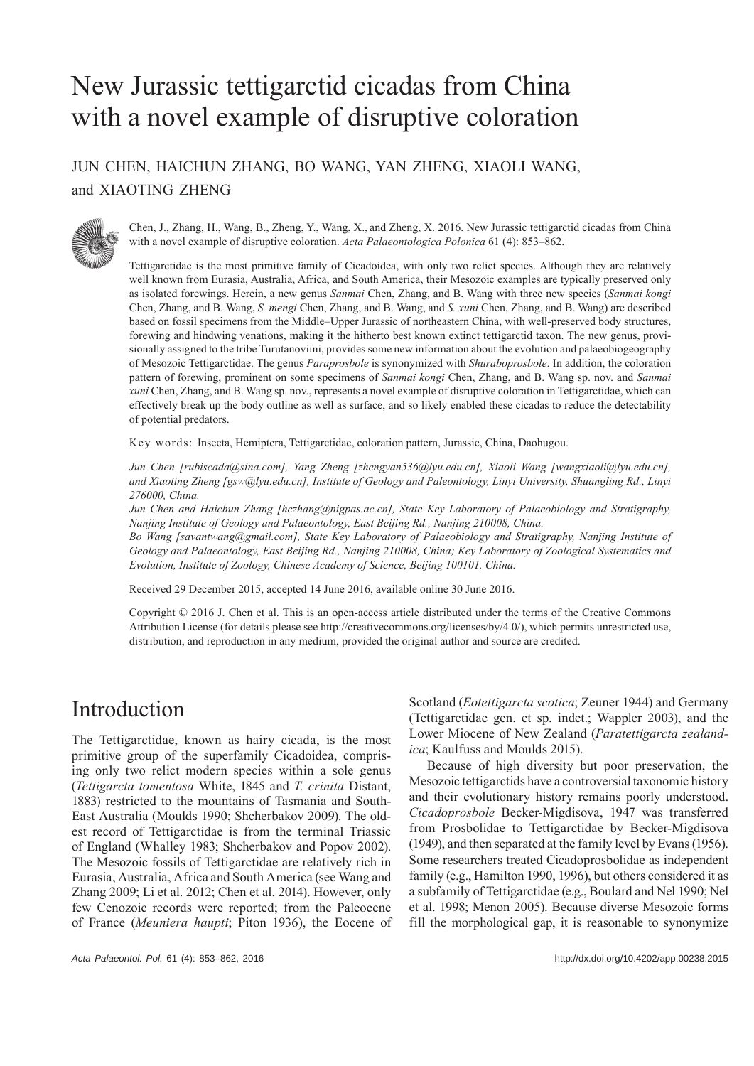# New Jurassic tettigarctid cicadas from China with a novel example of disruptive coloration

JUN CHEN, HAICHUN ZHANG, BO WANG, YAN ZHENG, XIAOLI WANG, and XIAOTING ZHENG

Chen, J., Zhang, H., Wang, B., Zheng, Y., Wang, X., and Zheng, X. 2016. New Jurassic tettigarctid cicadas from China with a novel example of disruptive coloration. *Acta Palaeontologica Polonica* 61 (4): 853–862.

Tettigarctidae is the most primitive family of Cicadoidea, with only two relict species. Although they are relatively well known from Eurasia, Australia, Africa, and South America, their Mesozoic examples are typically preserved only as isolated forewings. Herein, a new genus *Sanmai* Chen, Zhang, and B. Wang with three new species (*Sanmai kongi* Chen, Zhang, and B. Wang, *S. mengi* Chen, Zhang, and B. Wang, and *S. xuni* Chen, Zhang, and B. Wang) are described based on fossil specimens from the Middle–Upper Jurassic of northeastern China, with well-preserved body structures, forewing and hindwing venations, making it the hitherto best known extinct tettigarctid taxon. The new genus, provisionally assigned to the tribe Turutanoviini, provides some new information about the evolution and palaeobiogeography of Mesozoic Tettigarctidae. The genus *Paraprosbole* is synonymized with *Shuraboprosbole*. In addition, the coloration pattern of forewing, prominent on some specimens of *Sanmai kongi* Chen, Zhang, and B. Wang sp. nov. and *Sanmai xuni* Chen, Zhang, and B. Wang sp. nov., represents a novel example of disruptive coloration in Tettigarctidae, which can effectively break up the body outline as well as surface, and so likely enabled these cicadas to reduce the detectability of potential predators.

Key words: Insecta, Hemiptera, Tettigarctidae, coloration pattern, Jurassic, China, Daohugou.

*Jun Chen [rubiscada@sina.com], Yang Zheng [zhengyan536@lyu.edu.cn], Xiaoli Wang [wangxiaoli@lyu.edu.cn], and Xiaoting Zheng [gsw@lyu.edu.cn], Institute of Geology and Paleontology, Linyi University, Shuangling Rd., Linyi 276000, China.*

*Jun Chen and Haichun Zhang [hczhang@nigpas.ac.cn], State Key Laboratory of Palaeobiology and Stratigraphy, Nanjing Institute of Geology and Palaeontology, East Beijing Rd., Nanjing 210008, China.*

*Bo Wang [savantwang@gmail.com], State Key Laboratory of Palaeobiology and Stratigraphy, Nanjing Institute of Geology and Palaeontology, East Beijing Rd., Nanjing 210008, China; Key Laboratory of Zoological Systematics and Evolution, Institute of Zoology, Chinese Academy of Science, Beijing 100101, China.*

Received 29 December 2015, accepted 14 June 2016, available online 30 June 2016.

Copyright © 2016 J. Chen et al. This is an open-access article distributed under the terms of the Creative Commons Attribution License (for details please see http://creativecommons.org/licenses/by/4.0/), which permits unrestricted use, distribution, and reproduction in any medium, provided the original author and source are credited.

## Introduction

The Tettigarctidae, known as hairy cicada, is the most primitive group of the superfamily Cicadoidea, comprising only two relict modern species within a sole genus (*Tettigarcta tomentosa* White, 1845 and *T. crinita* Distant, 1883) restricted to the mountains of Tasmania and South-East Australia (Moulds 1990; Shcherbakov 2009). The oldest record of Tettigarctidae is from the terminal Triassic of England (Whalley 1983; Shcherbakov and Popov 2002). The Mesozoic fossils of Tettigarctidae are relatively rich in Eurasia, Australia, Africa and South America (see Wang and Zhang 2009; Li et al. 2012; Chen et al. 2014). However, only few Cenozoic records were reported; from the Paleocene of France (*Meuniera haupti*; Piton 1936), the Eocene of Scotland (*Eotettigarcta scotica*; Zeuner 1944) and Germany (Tettigarctidae gen. et sp. indet.; Wappler 2003), and the Lower Miocene of New Zealand (*Paratettigarcta zealandica*; Kaulfuss and Moulds 2015).

Because of high diversity but poor preservation, the Mesozoic tettigarctids have a controversial taxonomic history and their evolutionary history remains poorly understood. *Cicadoprosbole* Becker-Migdisova, 1947 was transferred from Prosbolidae to Tettigarctidae by Becker-Migdisova (1949), and then separated at the family level by Evans (1956). Some researchers treated Cicadoprosbolidae as independent family (e.g., Hamilton 1990, 1996), but others considered it as a subfamily of Tettigarctidae (e.g., Boulard and Nel 1990; Nel et al. 1998; Menon 2005). Because diverse Mesozoic forms fill the morphological gap, it is reasonable to synonymize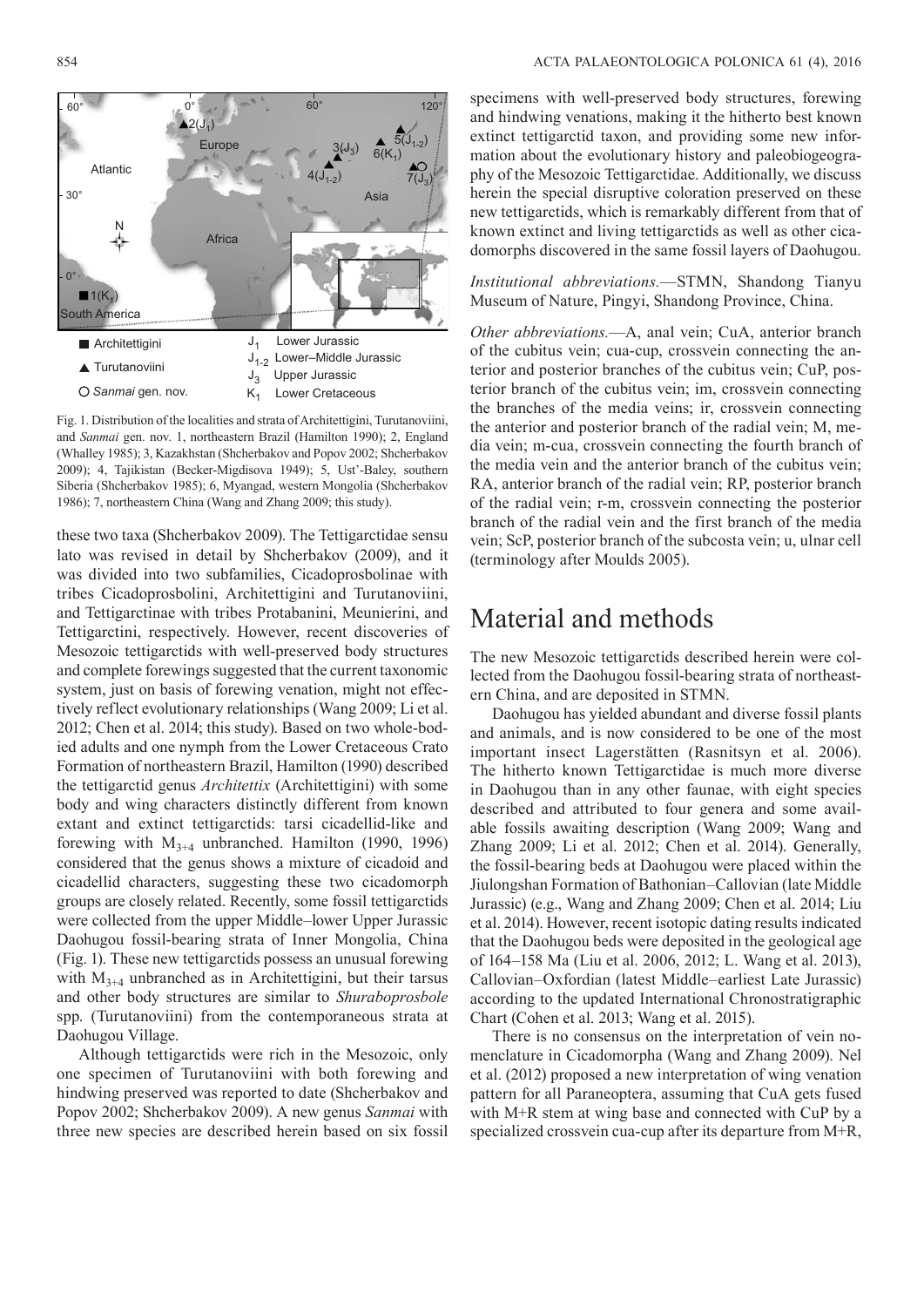Fig. 1. Distribution of the localities and strata of Architettigini, Turutanoviini, and *Sanmai* gen. nov. 1, northeastern Brazil (Hamilton 1990); 2, England (Whalley 1985); 3, Kazakhstan (Shcherbakov and Popov 2002; Shcherbakov 2009); 4, Tajikistan (Becker-Migdisova 1949); 5, Ust'-Baley, southern Siberia (Shcherbakov 1985); 6, Myangad, western Mongolia (Shcherbakov 1986); 7, northeastern China (Wang and Zhang 2009; this study).

these two taxa (Shcherbakov 2009). The Tettigarctidae sensu lato was revised in detail by Shcherbakov (2009), and it was divided into two subfamilies, Cicadoprosbolinae with tribes Cicadoprosbolini, Architettigini and Turutanoviini, and Tettigarctinae with tribes Protabanini, Meunierini, and Tettigarctini, respectively. However, recent discoveries of Mesozoic tettigarctids with well-preserved body structures and complete forewings suggested that the current taxonomic system, just on basis of forewing venation, might not effectively reflect evolutionary relationships (Wang 2009; Li et al. 2012; Chen et al. 2014; this study). Based on two whole-bodied adults and one nymph from the Lower Cretaceous Crato Formation of northeastern Brazil, Hamilton (1990) described the tettigarctid genus *Architettix* (Architettigini) with some body and wing characters distinctly different from known extant and extinct tettigarctids: tarsi cicadellid-like and forewing with $M_{3+4}$ unbranched. Hamilton (1990, 1996) considered that the genus shows a mixture of cicadoid and cicadellid characters, suggesting these two cicadomorph groups are closely related. Recently, some fossil tettigarctids were collected from the upper Middle–lower Upper Jurassic Daohugou fossil-bearing strata of Inner Mongolia, China (Fig. 1). These new tettigarctids possess an unusual forewing with $M_{3+4}$ unbranched as in Architettigini, but their tarsus and other body structures are similar to *Shuraboprosbole* spp. (Turutanoviini) from the contemporaneous strata at Daohugou Village.

Although tettigarctids were rich in the Mesozoic, only one specimen of Turutanoviini with both forewing and hindwing preserved was reported to date (Shcherbakov and Popov 2002; Shcherbakov 2009). A new genus *Sanmai* with three new species are described herein based on six fossil specimens with well-preserved body structures, forewing and hindwing venations, making it the hitherto best known extinct tettigarctid taxon, and providing some new information about the evolutionary history and paleobiogeography of the Mesozoic Tettigarctidae. Additionally, we discuss herein the special disruptive coloration preserved on these new tettigarctids, which is remarkably different from that of known extinct and living tettigarctids as well as other cicadomorphs discovered in the same fossil layers of Daohugou.

*Institutional abbreviations.*—STMN, Shandong Tianyu Museum of Nature, Pingyi, Shandong Province, China.

*Other abbreviations.*—A, anal vein; CuA, anterior branch of the cubitus vein; cua-cup, crossvein connecting the anterior and posterior branches of the cubitus vein; CuP, posterior branch of the cubitus vein; im, crossvein connecting the branches of the media veins; ir, crossvein connecting the anterior and posterior branch of the radial vein; M, media vein; m-cua, crossvein connecting the fourth branch of the media vein and the anterior branch of the cubitus vein; RA, anterior branch of the radial vein; RP, posterior branch of the radial vein; r-m, crossvein connecting the posterior branch of the radial vein and the first branch of the media vein; ScP, posterior branch of the subcosta vein; u, ulnar cell (terminology after Moulds 2005).

## Material and methods

The new Mesozoic tettigarctids described herein were collected from the Daohugou fossil-bearing strata of northeastern China, and are deposited in STMN.

Daohugou has yielded abundant and diverse fossil plants and animals, and is now considered to be one of the most important insect Lagerstätten (Rasnitsyn et al. 2006). The hitherto known Tettigarctidae is much more diverse in Daohugou than in any other faunae, with eight species described and attributed to four genera and some available fossils awaiting description (Wang 2009; Wang and Zhang 2009; Li et al. 2012; Chen et al. 2014). Generally, the fossil-bearing beds at Daohugou were placed within the Jiulongshan Formation of Bathonian–Callovian (late Middle Jurassic) (e.g., Wang and Zhang 2009; Chen et al. 2014; Liu et al. 2014). However, recent isotopic dating results indicated that the Daohugou beds were deposited in the geological age of 164–158 Ma (Liu et al. 2006, 2012; L. Wang et al. 2013), Callovian–Oxfordian (latest Middle–earliest Late Jurassic) according to the updated International Chronostratigraphic Chart (Cohen et al. 2013; Wang et al. 2015).

There is no consensus on the interpretation of vein nomenclature in Cicadomorpha (Wang and Zhang 2009). Nel et al. (2012) proposed a new interpretation of wing venation pattern for all Paraneoptera, assuming that CuA gets fused with M+R stem at wing base and connected with CuP by a specialized crossvein cua-cup after its departure from M+R,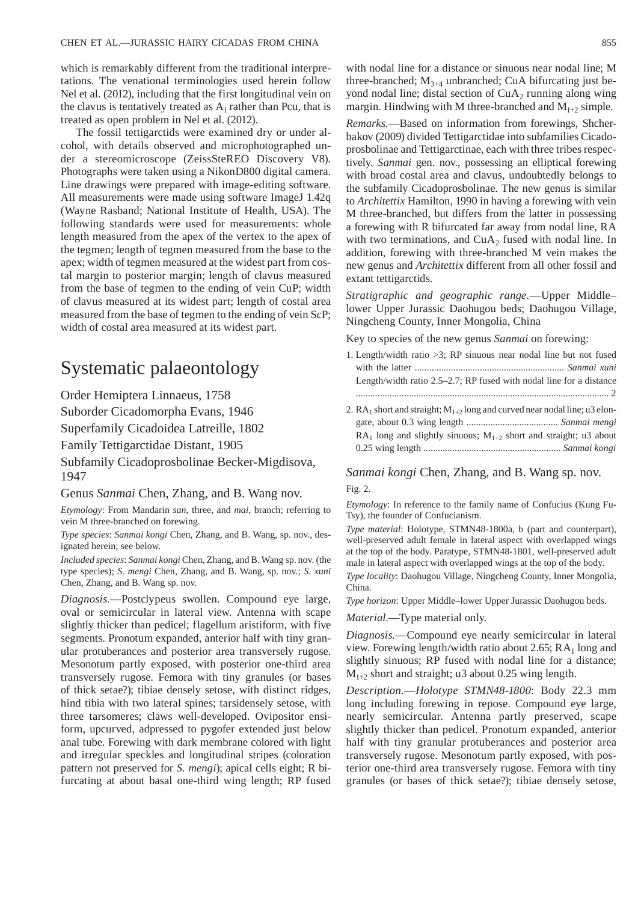which is remarkably different from the traditional interpretations. The venational terminologies used herein follow Nel et al. (2012), including that the first longitudinal vein on the clavus is tentatively treated as $A_1$ rather than Pcu, that is treated as open problem in Nel et al. (2012).

The fossil tettigarctids were examined dry or under alcohol, with details observed and microphotographed under a stereomicroscope (ZeissSteREO Discovery V8). Photographs were taken using a NikonD800 digital camera. Line drawings were prepared with image-editing software. All measurements were made using software ImageJ 1.42q (Wayne Rasband; National Institute of Health, USA). The following standards were used for measurements: whole length measured from the apex of the vertex to the apex of the tegmen; length of tegmen measured from the base to the apex; width of tegmen measured at the widest part from costal margin to posterior margin; length of clavus measured from the base of tegmen to the ending of vein CuP; width of clavus measured at its widest part; length of costal area measured from the base of tegmen to the ending of vein ScP; width of costal area measured at its widest part.

# Systematic palaeontology

Order Hemiptera Linnaeus, 1758

Suborder Cicadomorpha Evans, 1946

Superfamily Cicadoidea Latreille, 1802

Family Tettigarctidae Distant, 1905

Subfamily Cicadoprosbolinae Becker-Migdisova, 1947

## Genus *Sanmai* Chen, Zhang, and B. Wang nov.

*Etymology*: From Mandarin *san*, three, and *mai*, branch; referring to vein M three-branched on forewing.

*Type species*: *Sanmai kongi* Chen, Zhang, and B. Wang, sp. nov., designated herein; see below.

*Included species*: *Sanmai kongi* Chen, Zhang, and B. Wang sp. nov. (the type species); *S. mengi* Chen, Zhang, and B. Wang, sp. nov.; *S. xuni* Chen, Zhang, and B. Wang sp. nov.

*Diagnosis*.—Postclypeus swollen. Compound eye large, oval or semicircular in lateral view. Antenna with scape slightly thicker than pedicel; flagellum aristiform, with five segments. Pronotum expanded, anterior half with tiny granular protuberances and posterior area transversely rugose. Mesonotum partly exposed, with posterior one-third area transversely rugose. Femora with tiny granules (or bases of thick setae?); tibiae densely setose, with distinct ridges, hind tibia with two lateral spines; tarsidensely setose, with three tarsomeres; claws well-developed. Ovipositor ensiform, upcurved, adpressed to pygofer extended just below anal tube. Forewing with dark membrane colored with light and irregular speckles and longitudinal stripes (coloration pattern not preserved for *S. mengi*); apical cells eight; R bifurcating at about basal one-third wing length; RP fused with nodal line for a distance or sinuous near nodal line; M three-branched; $M_{3+4}$ unbranched; CuA bifurcating just beyond nodal line; distal section of $CuA_2$ running along wing margin. Hindwing with M three-branched and $M_{1+2}$ simple.

*Remarks*.—Based on information from forewings, Shcherbakov (2009) divided Tettigarctidae into subfamilies Cicadoprosbolinae and Tettigarctinae, each with three tribes respectively. *Sanmai* gen. nov., possessing an elliptical forewing with broad costal area and clavus, undoubtedly belongs to the subfamily Cicadoprosbolinae. The new genus is similar to *Architettix* Hamilton, 1990 in having a forewing with vein M three-branched, but differs from the latter in possessing a forewing with R bifurcated far away from nodal line, RA with two terminations, and $CuA_2$ fused with nodal line. In addition, forewing with three-branched M vein makes the new genus and *Architettix* different from all other fossil and extant tettigarctids.

*Stratigraphic and geographic range*.—Upper Middle–lower Upper Jurassic Daohugou beds; Daohugou Village, Ningcheng County, Inner Mongolia, China

Key to species of the new genus *Sanmai* on forewing:

1. Length/width ratio >3; RP sinuous near nodal line but not fused with the latter .............................................................. *Sanmai xuni*
   Length/width ratio 2.5–2.7; RP fused with nodal line for a distance ........................................................................................................ 2
2. $RA_1$ short and straight; $M_{1+2}$ long and curved near nodal line; u3 elongate, about 0.3 wing length ...................................... *Sanmai mengi*
   $RA_1$ long and slightly sinuous; $M_{1+2}$ short and straight; u3 about 0.25 wing length ......................................................... *Sanmai kongi*

## *Sanmai kongi* Chen, Zhang, and B. Wang sp. nov.

Fig. 2.

*Etymology*: In reference to the family name of Confucius (Kung Fu-Tsy), the founder of Confucianism.

*Type material*: Holotype, STMN48-1800a, b (part and counterpart), well-preserved adult female in lateral aspect with overlapped wings at the top of the body. Paratype, STMN48-1801, well-preserved adult male in lateral aspect with overlapped wings at the top of the body.

*Type locality*: Daohugou Village, Ningcheng County, Inner Mongolia, China.

*Type horizon*: Upper Middle–lower Upper Jurassic Daohugou beds.

*Material*.—Type material only.

*Diagnosis*.—Compound eye nearly semicircular in lateral view. Forewing length/width ratio about 2.65; $RA_1$ long and slightly sinuous; RP fused with nodal line for a distance; $M_{1+2}$ short and straight; u3 about 0.25 wing length.

*Description*.—*Holotype STMN48-1800*: Body 22.3 mm long including forewing in repose. Compound eye large, nearly semicircular. Antenna partly preserved, scape slightly thicker than pedicel. Pronotum expanded, anterior half with tiny granular protuberances and posterior area transversely rugose. Mesonotum partly exposed, with posterior one-third area transversely rugose. Femora with tiny granules (or bases of thick setae?); tibiae densely setose,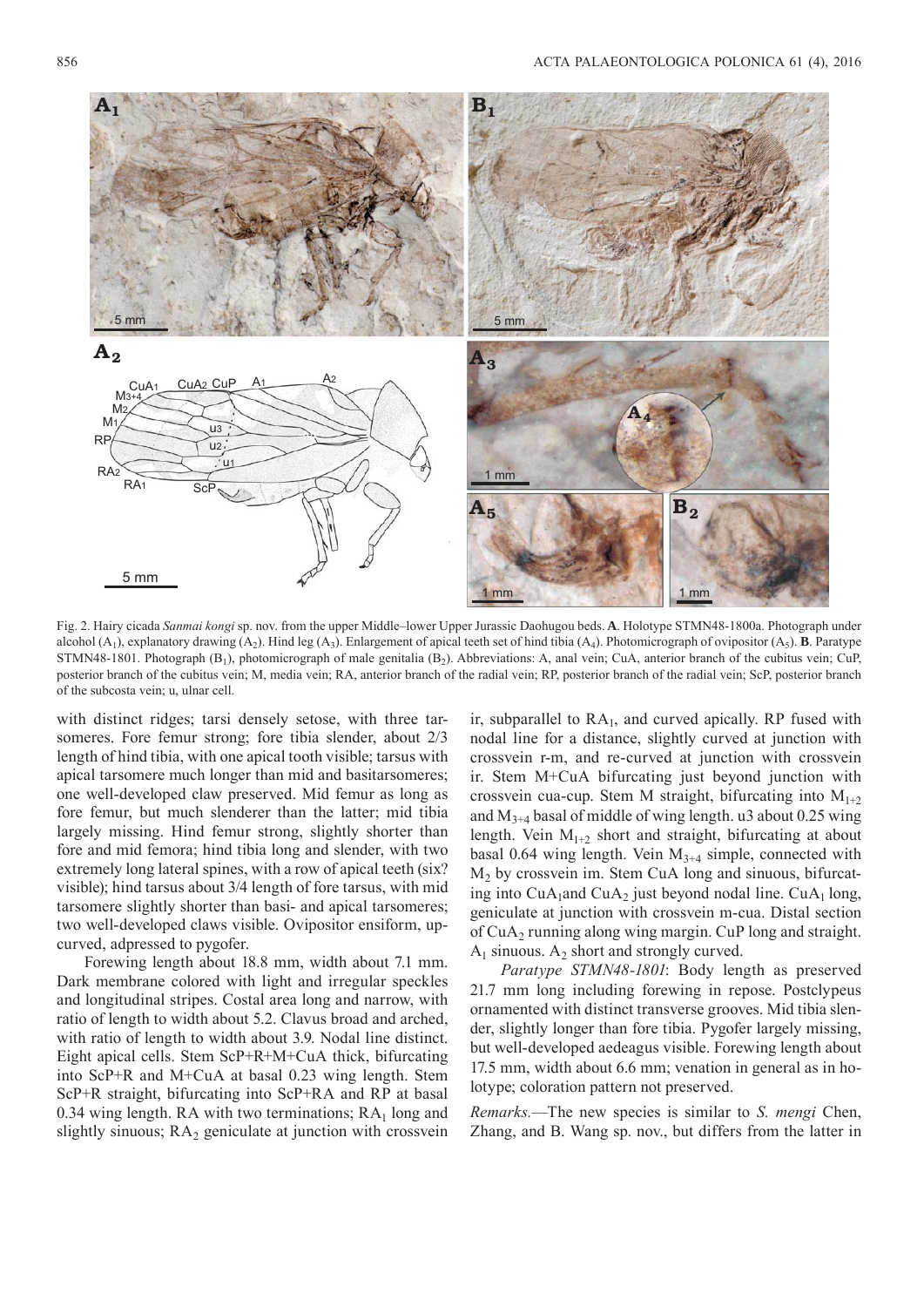Fig. 2. Hairy cicada *Sanmai kongi* sp. nov. from the upper Middle–lower Upper Jurassic Daohugou beds. **A**. Holotype STMN48-1800a. Photograph under alcohol ($A_1$), explanatory drawing ($A_2$). Hind leg ($A_3$). Enlargement of apical teeth set of hind tibia ($A_4$). Photomicrograph of ovipositor ($A_5$). **B**. Paratype STMN48-1801. Photograph ($B_1$), photomicrograph of male genitalia ($B_2$). Abbreviations: A, anal vein; CuA, anterior branch of the cubitus vein; CuP, posterior branch of the cubitus vein; M, media vein; RA, anterior branch of the radial vein; RP, posterior branch of the radial vein; ScP, posterior branch of the subcosta vein; u, ulnar cell.

with distinct ridges; tarsi densely setose, with three tarsomeres. Fore femur strong; fore tibia slender, about 2/3 length of hind tibia, with one apical tooth visible; tarsus with apical tarsomere much longer than mid and basitarsomeres; one well-developed claw preserved. Mid femur as long as fore femur, but much slenderer than the latter; mid tibia largely missing. Hind femur strong, slightly shorter than fore and mid femora; hind tibia long and slender, with two extremely long lateral spines, with a row of apical teeth (six? visible); hind tarsus about 3/4 length of fore tarsus, with mid tarsomere slightly shorter than basi- and apical tarsomeres; two well-developed claws visible. Ovipositor ensiform, upcurved, adpressed to pygofer.

Forewing length about 18.8 mm, width about 7.1 mm. Dark membrane colored with light and irregular speckles and longitudinal stripes. Costal area long and narrow, with ratio of length to width about 5.2. Clavus broad and arched, with ratio of length to width about 3.9. Nodal line distinct. Eight apical cells. Stem ScP+R+M+CuA thick, bifurcating into ScP+R and M+CuA at basal 0.23 wing length. Stem ScP+R straight, bifurcating into ScP+RA and RP at basal 0.34 wing length. RA with two terminations; $RA_1$ long and slightly sinuous; $RA_2$ geniculate at junction with crossvein ir, subparallel to $RA_1$, and curved apically. RP fused with nodal line for a distance, slightly curved at junction with crossvein r-m, and re-curved at junction with crossvein ir. Stem M+CuA bifurcating just beyond junction with crossvein cua-cup. Stem M straight, bifurcating into $M_{1+2}$ and $M_{3+4}$ basal of middle of wing length. u3 about 0.25 wing length. Vein $M_{1+2}$ short and straight, bifurcating at about basal 0.64 wing length. Vein $M_{3+4}$ simple, connected with $M_2$ by crossvein im. Stem CuA long and sinuous, bifurcating into $CuA_1$and $CuA_2$ just beyond nodal line. $CuA_1$ long, geniculate at junction with crossvein m-cua. Distal section of $CuA_2$ running along wing margin. CuP long and straight. $A_1$ sinuous. $A_2$ short and strongly curved.

*Paratype STMN48-1801*: Body length as preserved 21.7 mm long including forewing in repose. Postclypeus ornamented with distinct transverse grooves. Mid tibia slender, slightly longer than fore tibia. Pygofer largely missing, but well-developed aedeagus visible. Forewing length about 17.5 mm, width about 6.6 mm; venation in general as in holotype; coloration pattern not preserved.

*Remarks.*—The new species is similar to *S. mengi* Chen, Zhang, and B. Wang sp. nov., but differs from the latter in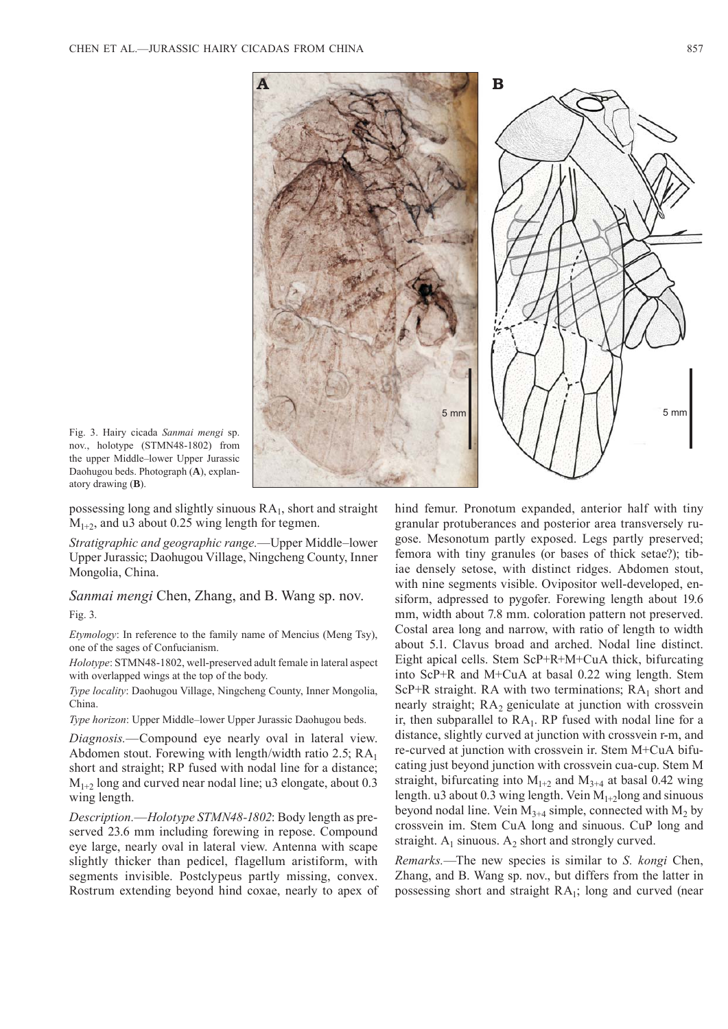Fig. 3. Hairy cicada *Sanmai mengi* sp. nov., holotype (STMN48-1802) from the upper Middle–lower Upper Jurassic Daohugou beds. Photograph (**A**), explanatory drawing (**B**).

possessing long and slightly sinuous $RA_1$, short and straight $M_{1+2}$, and u3 about 0.25 wing length for tegmen.

*Stratigraphic and geographic range*.—Upper Middle–lower Upper Jurassic; Daohugou Village, Ningcheng County, Inner Mongolia, China.

## *Sanmai mengi* Chen, Zhang, and B. Wang sp. nov.

Fig. 3.

*Etymology*: In reference to the family name of Mencius (Meng Tsy), one of the sages of Confucianism.

*Holotype*: STMN48-1802, well-preserved adult female in lateral aspect with overlapped wings at the top of the body.

*Type locality*: Daohugou Village, Ningcheng County, Inner Mongolia, China.

*Type horizon*: Upper Middle–lower Upper Jurassic Daohugou beds.

*Diagnosis*.—Compound eye nearly oval in lateral view. Abdomen stout. Forewing with length/width ratio 2.5; $RA_1$ short and straight; RP fused with nodal line for a distance; $M_{1+2}$ long and curved near nodal line; u3 elongate, about 0.3 wing length.

*Description*.—*Holotype STMN48-1802*: Body length as preserved 23.6 mm including forewing in repose. Compound eye large, nearly oval in lateral view. Antenna with scape slightly thicker than pedicel, flagellum aristiform, with segments invisible. Postclypeus partly missing, convex. Rostrum extending beyond hind coxae, nearly to apex of hind femur. Pronotum expanded, anterior half with tiny granular protuberances and posterior area transversely rugose. Mesonotum partly exposed. Legs partly preserved; femora with tiny granules (or bases of thick setae?); tibiae densely setose, with distinct ridges. Abdomen stout, with nine segments visible. Ovipositor well-developed, ensiform, adpressed to pygofer. Forewing length about 19.6 mm, width about 7.8 mm. coloration pattern not preserved. Costal area long and narrow, with ratio of length to width about 5.1. Clavus broad and arched. Nodal line distinct. Eight apical cells. Stem ScP+R+M+CuA thick, bifurcating into ScP+R and M+CuA at basal 0.22 wing length. Stem ScP+R straight. RA with two terminations; $RA_1$ short and nearly straight; $RA_2$ geniculate at junction with crossvein ir, then subparallel to $RA_1$. RP fused with nodal line for a distance, slightly curved at junction with crossvein r-m, and re-curved at junction with crossvein ir. Stem M+CuA bifurcating just beyond junction with crossvein cua-cup. Stem M straight, bifurcating into $M_{1+2}$ and $M_{3+4}$ at basal 0.42 wing length. u3 about 0.3 wing length. Vein $M_{1+2}$long and sinuous beyond nodal line. Vein $M_{3+4}$ simple, connected with $M_2$ by crossvein im. Stem CuA long and sinuous. CuP long and straight. $A_1$ sinuous. $A_2$ short and strongly curved.

*Remarks*.—The new species is similar to *S. kongi* Chen, Zhang, and B. Wang sp. nov., but differs from the latter in possessing short and straight $RA_1$; long and curved (near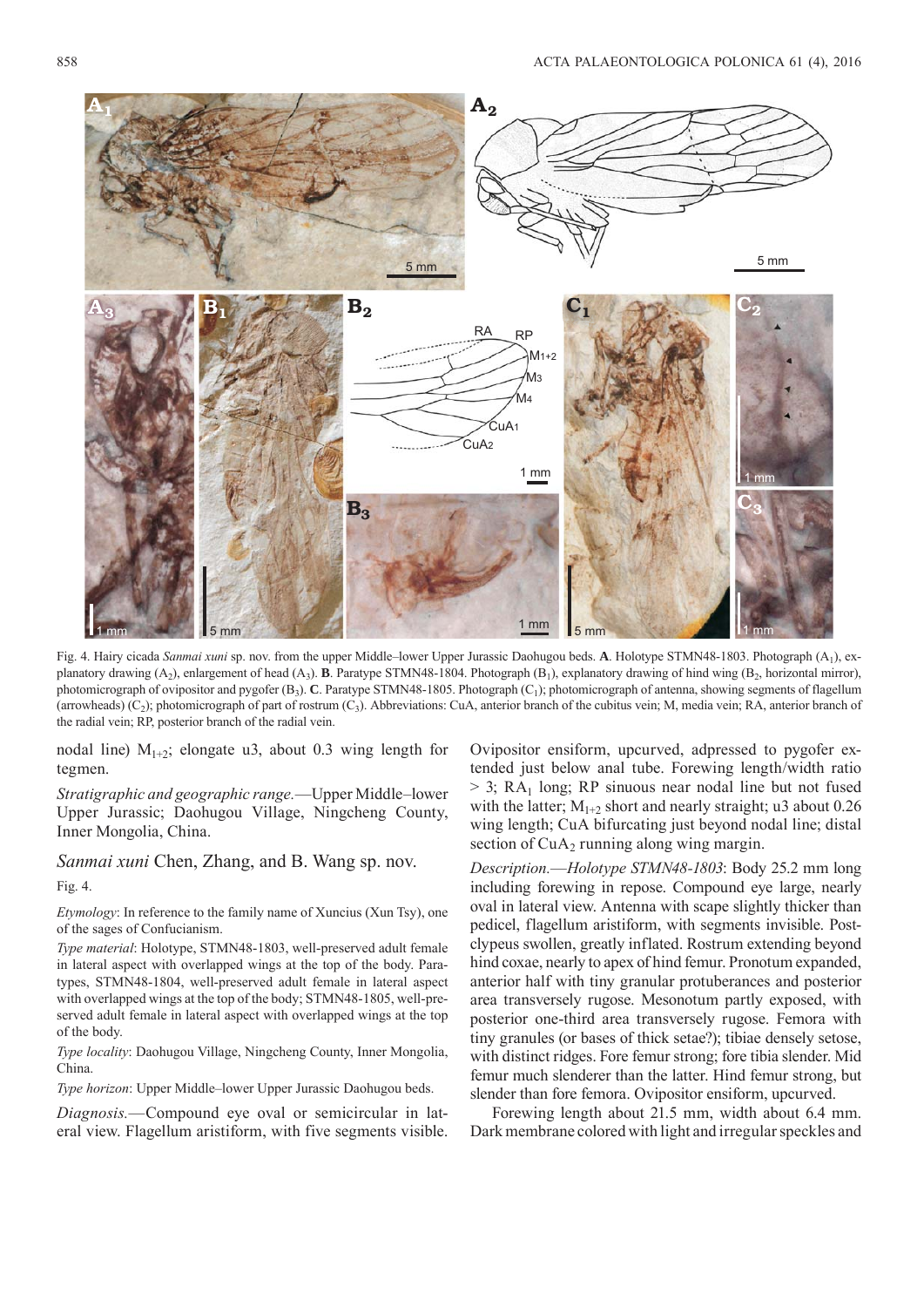Fig. 4. Hairy cicada *Sanmai xuni* sp. nov. from the upper Middle–lower Upper Jurassic Daohugou beds. **A**. Holotype STMN48-1803. Photograph ($A_1$), explanatory drawing ($A_2$), enlargement of head ($A_3$). **B**. Paratype STMN48-1804. Photograph ($B_1$), explanatory drawing of hind wing ($B_2$, horizontal mirror), photomicrograph of ovipositor and pygofer ($B_3$). **C**. Paratype STMN48-1805. Photograph ($C_1$); photomicrograph of antenna, showing segments of flagellum (arrowheads) ($C_2$); photomicrograph of part of rostrum ($C_3$). Abbreviations: CuA, anterior branch of the cubitus vein; M, media vein; RA, anterior branch of the radial vein; RP, posterior branch of the radial vein.

nodal line) $M_{1+2}$; elongate u3, about 0.3 wing length for tegmen.

*Stratigraphic and geographic range.*—Upper Middle–lower Upper Jurassic; Daohugou Village, Ningcheng County, Inner Mongolia, China.

### *Sanmai xuni* Chen, Zhang, and B. Wang sp. nov.

Fig. 4.

*Etymology*: In reference to the family name of Xuncius (Xun Tsy), one of the sages of Confucianism.

*Type material*: Holotype, STMN48-1803, well-preserved adult female in lateral aspect with overlapped wings at the top of the body. Paratypes, STMN48-1804, well-preserved adult female in lateral aspect with overlapped wings at the top of the body; STMN48-1805, well-preserved adult female in lateral aspect with overlapped wings at the top of the body.

*Type locality*: Daohugou Village, Ningcheng County, Inner Mongolia, China.

*Type horizon*: Upper Middle–lower Upper Jurassic Daohugou beds.

*Diagnosis.*—Compound eye oval or semicircular in lateral view. Flagellum aristiform, with five segments visible. Ovipositor ensiform, upcurved, adpressed to pygofer extended just below anal tube. Forewing length/width ratio > 3; $RA_1$ long; RP sinuous near nodal line but not fused with the latter; $M_{1+2}$ short and nearly straight; u3 about 0.26 wing length; CuA bifurcating just beyond nodal line; distal section of $CuA_2$ running along wing margin.

*Description.*—*Holotype STMN48-1803*: Body 25.2 mm long including forewing in repose. Compound eye large, nearly oval in lateral view. Antenna with scape slightly thicker than pedicel, flagellum aristiform, with segments invisible. Postclypeus swollen, greatly inflated. Rostrum extending beyond hind coxae, nearly to apex of hind femur. Pronotum expanded, anterior half with tiny granular protuberances and posterior area transversely rugose. Mesonotum partly exposed, with posterior one-third area transversely rugose. Femora with tiny granules (or bases of thick setae?); tibiae densely setose, with distinct ridges. Fore femur strong; fore tibia slender. Mid femur much slenderer than the latter. Hind femur strong, but slender than fore femora. Ovipositor ensiform, upcurved.

Forewing length about 21.5 mm, width about 6.4 mm. Dark membrane colored with light and irregular speckles and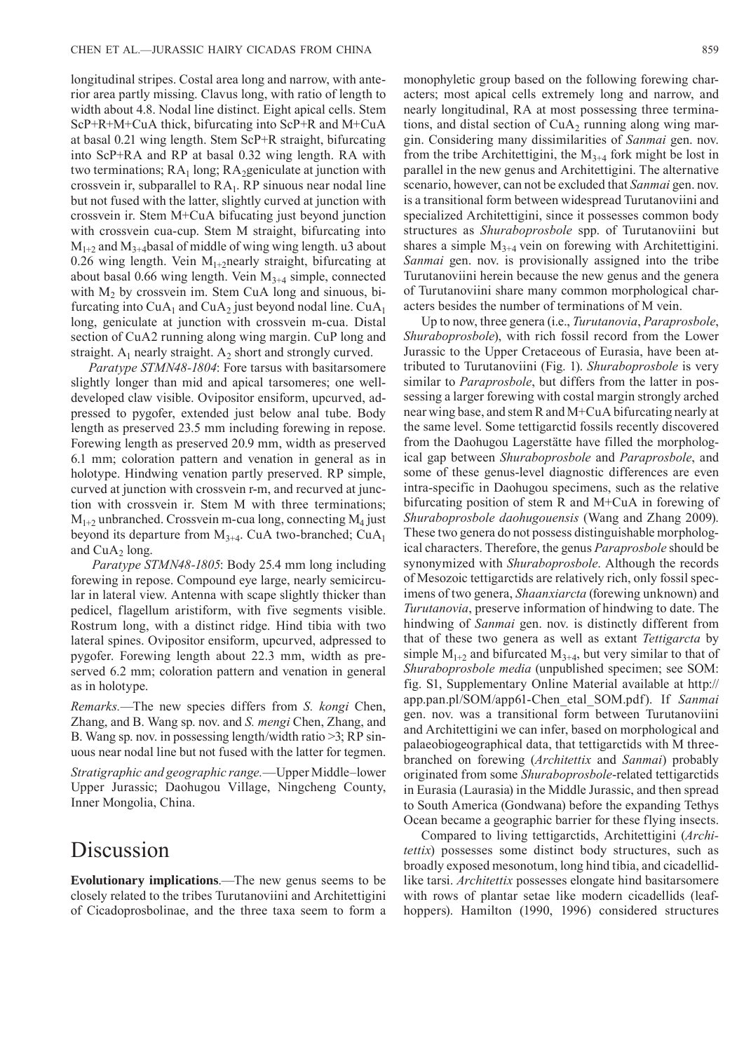longitudinal stripes. Costal area long and narrow, with anterior area partly missing. Clavus long, with ratio of length to width about 4.8. Nodal line distinct. Eight apical cells. Stem ScP+R+M+CuA thick, bifurcating into ScP+R and M+CuA at basal 0.21 wing length. Stem ScP+R straight, bifurcating into ScP+RA and RP at basal 0.32 wing length. RA with two terminations; $RA_1$ long; $RA_2$geniculate at junction with crossvein ir, subparallel to $RA_1$. RP sinuous near nodal line but not fused with the latter, slightly curved at junction with crossvein ir. Stem M+CuA bifurcating just beyond junction with crossvein cua-cup. Stem M straight, bifurcating into $M_{1+2}$ and $M_{3+4}$basal of middle of wing wing length. u3 about 0.26 wing length. Vein $M_{1+2}$nearly straight, bifurcating at about basal 0.66 wing length. Vein $M_{3+4}$ simple, connected with $M_2$ by crossvein im. Stem CuA long and sinuous, bifurcating into $CuA_1$ and $CuA_2$ just beyond nodal line. $CuA_1$ long, geniculate at junction with crossvein m-cua. Distal section of CuA2 running along wing margin. CuP long and straight. $A_1$ nearly straight. $A_2$ short and strongly curved.

*Paratype STMN48-1804*: Fore tarsus with basitarsomere slightly longer than mid and apical tarsomeres; one well-developed claw visible. Ovipositor ensiform, upcurved, adpressed to pygofer, extended just below anal tube. Body length as preserved 23.5 mm including forewing in repose. Forewing length as preserved 20.9 mm, width as preserved 6.1 mm; coloration pattern and venation in general as in holotype. Hindwing venation partly preserved. RP simple, curved at junction with crossvein r-m, and recurved at junction with crossvein ir. Stem M with three terminations; $M_{1+2}$ unbranched. Crossvein m-cua long, connecting $M_4$ just beyond its departure from $M_{3+4}$. CuA two-branched; $CuA_1$ and $CuA_2$ long.

*Paratype STMN48-1805*: Body 25.4 mm long including forewing in repose. Compound eye large, nearly semicircular in lateral view. Antenna with scape slightly thicker than pedicel, flagellum aristiform, with five segments visible. Rostrum long, with a distinct ridge. Hind tibia with two lateral spines. Ovipositor ensiform, upcurved, adpressed to pygofer. Forewing length about 22.3 mm, width as preserved 6.2 mm; coloration pattern and venation in general as in holotype.

*Remarks.*—The new species differs from *S. kongi* Chen, Zhang, and B. Wang sp. nov. and *S. mengi* Chen, Zhang, and B. Wang sp. nov. in possessing length/width ratio >3; RP sinuous near nodal line but not fused with the latter for tegmen.

*Stratigraphic and geographic range.*—Upper Middle–lower Upper Jurassic; Daohugou Village, Ningcheng County, Inner Mongolia, China.

# Discussion

**Evolutionary implications**.—The new genus seems to be closely related to the tribes Turutanoviini and Architettigini of Cicadoprosbolinae, and the three taxa seem to form a monophyletic group based on the following forewing characters; most apical cells extremely long and narrow, and nearly longitudinal, RA at most possessing three terminations, and distal section of $CuA_2$ running along wing margin. Considering many dissimilarities of *Sanmai* gen. nov. from the tribe Architettigini, the $M_{3+4}$ fork might be lost in parallel in the new genus and Architettigini. The alternative scenario, however, can not be excluded that *Sanmai* gen. nov. is a transitional form between widespread Turutanoviini and specialized Architettigini, since it possesses common body structures as *Shuraboprosbole* spp. of Turutanoviini but shares a simple $M_{3+4}$ vein on forewing with Architettigini. *Sanmai* gen. nov. is provisionally assigned into the tribe Turutanoviini herein because the new genus and the genera of Turutanoviini share many common morphological characters besides the number of terminations of M vein.

Up to now, three genera (i.e., *Turutanovia*, *Paraprosbole*, *Shuraboprosbole*), with rich fossil record from the Lower Jurassic to the Upper Cretaceous of Eurasia, have been attributed to Turutanoviini (Fig. 1). *Shuraboprosbole* is very similar to *Paraprosbole*, but differs from the latter in possessing a larger forewing with costal margin strongly arched near wing base, and stem R and M+CuA bifurcating nearly at the same level. Some tettigarctid fossils recently discovered from the Daohugou Lagerstätte have filled the morphological gap between *Shuraboprosbole* and *Paraprosbole*, and some of these genus-level diagnostic differences are even intra-specific in Daohugou specimens, such as the relative bifurcating position of stem R and M+CuA in forewing of *Shuraboprosbole daohugouensis* (Wang and Zhang 2009). These two genera do not possess distinguishable morphological characters. Therefore, the genus *Paraprosbole* should be synonymized with *Shuraboprosbole*. Although the records of Mesozoic tettigarctids are relatively rich, only fossil specimens of two genera, *Shaanxiarcta* (forewing unknown) and *Turutanovia*, preserve information of hindwing to date. The hindwing of *Sanmai* gen. nov. is distinctly different from that of these two genera as well as extant *Tettigarcta* by simple $M_{1+2}$ and bifurcated $M_{3+4}$, but very similar to that of *Shuraboprosbole media* (unpublished specimen; see SOM: fig. S1, Supplementary Online Material available at http://app.pan.pl/SOM/app61-Chen_etal_SOM.pdf). If *Sanmai* gen. nov. was a transitional form between Turutanoviini and Architettigini we can infer, based on morphological and palaeobiogeographical data, that tettigarctids with M three-branched on forewing (*Architettix* and *Sanmai*) probably originated from some *Shuraboprosbole*-related tettigarctids in Eurasia (Laurasia) in the Middle Jurassic, and then spread to South America (Gondwana) before the expanding Tethys Ocean became a geographic barrier for these flying insects.

Compared to living tettigarctids, Architettigini (*Architettix*) possesses some distinct body structures, such as broadly exposed mesonotum, long hind tibia, and cicadellid-like tarsi. *Architettix* possesses elongate hind basitarsomere with rows of plantar setae like modern cicadellids (leafhoppers). Hamilton (1990, 1996) considered structures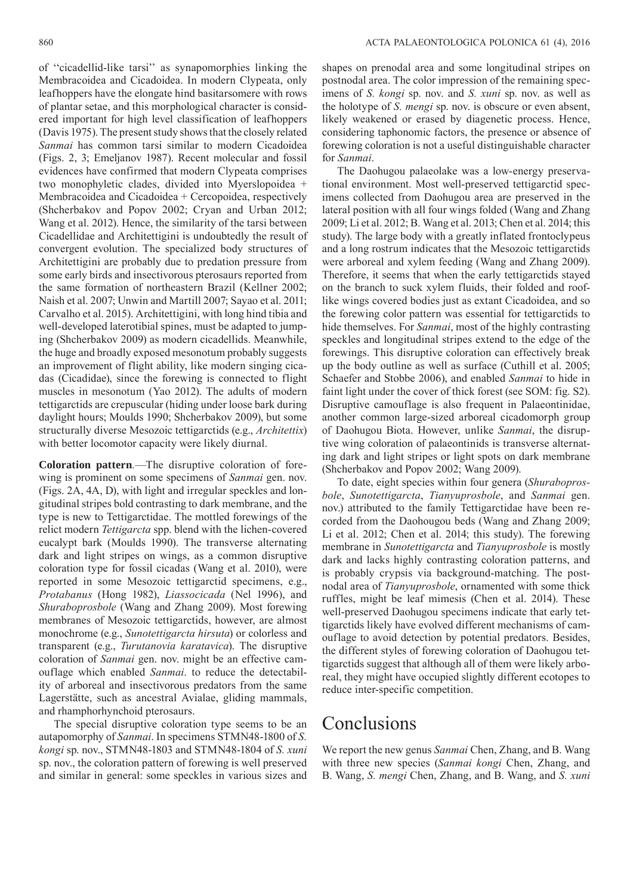of ''cicadellid-like tarsi'' as synapomorphies linking the Membracoidea and Cicadoidea. In modern Clypeata, only leafhoppers have the elongate hind basitarsomere with rows of plantar setae, and this morphological character is considered important for high level classification of leafhoppers (Davis 1975). The present study shows that the closely related *Sanmai* has common tarsi similar to modern Cicadoidea (Figs. 2, 3; Emeljanov 1987). Recent molecular and fossil evidences have confirmed that modern Clypeata comprises two monophyletic clades, divided into Myerslopoidea + Membracoidea and Cicadoidea + Cercopoidea, respectively (Shcherbakov and Popov 2002; Cryan and Urban 2012; Wang et al. 2012). Hence, the similarity of the tarsi between Cicadellidae and Architettigini is undoubtedly the result of convergent evolution. The specialized body structures of Architettigini are probably due to predation pressure from some early birds and insectivorous pterosaurs reported from the same formation of northeastern Brazil (Kellner 2002; Naish et al. 2007; Unwin and Martill 2007; Sayao et al. 2011; Carvalho et al. 2015). Architettigini, with long hind tibia and well-developed laterotibial spines, must be adapted to jumping (Shcherbakov 2009) as modern cicadellids. Meanwhile, the huge and broadly exposed mesonotum probably suggests an improvement of flight ability, like modern singing cicadas (Cicadidae), since the forewing is connected to flight muscles in mesonotum (Yao 2012). The adults of modern tettigarctids are crepuscular (hiding under loose bark during daylight hours; Moulds 1990; Shcherbakov 2009), but some structurally diverse Mesozoic tettigarctids (e.g., *Architettix*) with better locomotor capacity were likely diurnal.

**Coloration pattern**.—The disruptive coloration of forewing is prominent on some specimens of *Sanmai* gen. nov. (Figs. 2A, 4A, D), with light and irregular speckles and longitudinal stripes bold contrasting to dark membrane, and the type is new to Tettigarctidae. The mottled forewings of the relict modern *Tettigarcta* spp. blend with the lichen-covered eucalypt bark (Moulds 1990). The transverse alternating dark and light stripes on wings, as a common disruptive coloration type for fossil cicadas (Wang et al. 2010), were reported in some Mesozoic tettigarctid specimens, e.g., *Protabanus* (Hong 1982), *Liassocicada* (Nel 1996), and *Shuraboprosbole* (Wang and Zhang 2009). Most forewing membranes of Mesozoic tettigarctids, however, are almost monochrome (e.g., *Sunotettigarcta hirsuta*) or colorless and transparent (e.g., *Turutanovia karatavica*). The disruptive coloration of *Sanmai* gen. nov. might be an effective camouflage which enabled *Sanmai*. to reduce the detectability of arboreal and insectivorous predators from the same Lagerstätte, such as ancestral Avialae, gliding mammals, and rhamphorhynchoid pterosaurs.

The special disruptive coloration type seems to be an autapomorphy of *Sanmai*. In specimens STMN48-1800 of *S. kongi* sp. nov., STMN48-1803 and STMN48-1804 of *S. xuni* sp. nov., the coloration pattern of forewing is well preserved and similar in general: some speckles in various sizes and shapes on prenodal area and some longitudinal stripes on postnodal area. The color impression of the remaining specimens of *S. kongi* sp. nov. and *S. xuni* sp. nov. as well as the holotype of *S. mengi* sp. nov. is obscure or even absent, likely weakened or erased by diagenetic process. Hence, considering taphonomic factors, the presence or absence of forewing coloration is not a useful distinguishable character for *Sanmai*.

The Daohugou palaeolake was a low-energy preservational environment. Most well-preserved tettigarctid specimens collected from Daohugou area are preserved in the lateral position with all four wings folded (Wang and Zhang 2009; Li et al. 2012; B. Wang et al. 2013; Chen et al. 2014; this study). The large body with a greatly inflated frontoclypeus and a long rostrum indicates that the Mesozoic tettigarctids were arboreal and xylem feeding (Wang and Zhang 2009). Therefore, it seems that when the early tettigarctids stayed on the branch to suck xylem fluids, their folded and roof-like wings covered bodies just as extant Cicadoidea, and so the forewing color pattern was essential for tettigarctids to hide themselves. For *Sanmai*, most of the highly contrasting speckles and longitudinal stripes extend to the edge of the forewings. This disruptive coloration can effectively break up the body outline as well as surface (Cuthill et al. 2005; Schaefer and Stobbe 2006), and enabled *Sanmai* to hide in faint light under the cover of thick forest (see SOM: fig. S2). Disruptive camouflage is also frequent in Palaeontinidae, another common large-sized arboreal cicadomorph group of Daohugou Biota. However, unlike *Sanmai*, the disruptive wing coloration of palaeontinids is transverse alternating dark and light stripes or light spots on dark membrane (Shcherbakov and Popov 2002; Wang 2009).

To date, eight species within four genera (*Shuraboprosbole*, *Sunotettigarcta*, *Tianyuprosbole*, and *Sanmai* gen. nov.) attributed to the family Tettigarctidae have been recorded from the Daohugou beds (Wang and Zhang 2009; Li et al. 2012; Chen et al. 2014; this study). The forewing membrane in *Sunotettigarcta* and *Tianyuprosbole* is mostly dark and lacks highly contrasting coloration patterns, and is probably crypsis via background-matching. The postnodal area of *Tianyuprosbole*, ornamented with some thick ruffles, might be leaf mimesis (Chen et al. 2014). These well-preserved Daohugou specimens indicate that early tettigarctids likely have evolved different mechanisms of camouflage to avoid detection by potential predators. Besides, the different styles of forewing coloration of Daohugou tettigarctids suggest that although all of them were likely arboreal, they might have occupied slightly different ecotopes to reduce inter-specific competition.

# Conclusions

We report the new genus *Sanmai* Chen, Zhang, and B. Wang with three new species (*Sanmai kongi* Chen, Zhang, and B. Wang, *S. mengi* Chen, Zhang, and B. Wang, and *S. xuni*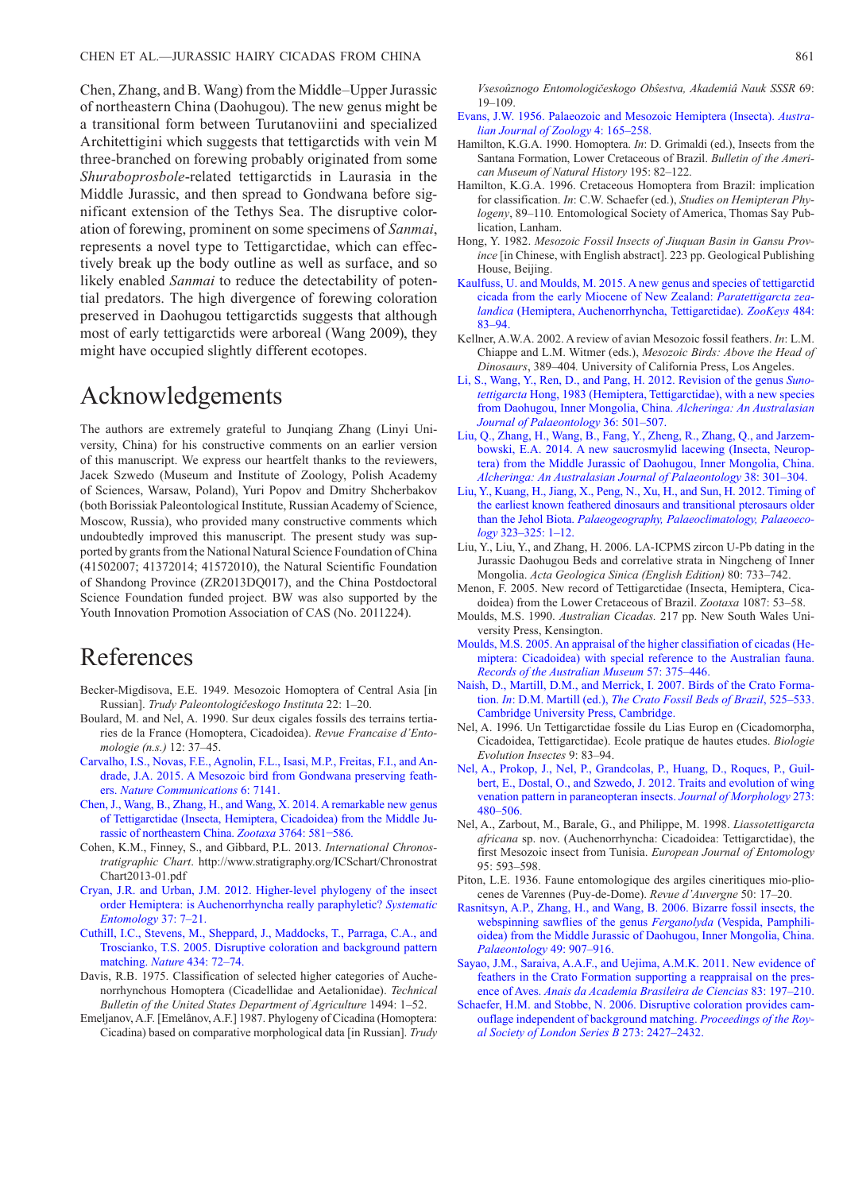Chen, Zhang, and B. Wang) from the Middle–Upper Jurassic of northeastern China (Daohugou). The new genus might be a transitional form between Turutanoviini and specialized Architettigini which suggests that tettigarctids with vein M three-branched on forewing probably originated from some *Shuraboprosbole*-related tettigarctids in Laurasia in the Middle Jurassic, and then spread to Gondwana before significant extension of the Tethys Sea. The disruptive coloration of forewing, prominent on some specimens of *Sanmai*, represents a novel type to Tettigarctidae, which can effectively break up the body outline as well as surface, and so likely enabled *Sanmai* to reduce the detectability of potential predators. The high divergence of forewing coloration preserved in Daohugou tettigarctids suggests that although most of early tettigarctids were arboreal (Wang 2009), they might have occupied slightly different ecotopes.

## Acknowledgements

The authors are extremely grateful to Junqiang Zhang (Linyi University, China) for his constructive comments on an earlier version of this manuscript. We express our heartfelt thanks to the reviewers, Jacek Szwedo (Museum and Institute of Zoology, Polish Academy of Sciences, Warsaw, Poland), Yuri Popov and Dmitry Shcherbakov (both Borissiak Paleontological Institute, Russian Academy of Science, Moscow, Russia), who provided many constructive comments which undoubtedly improved this manuscript. The present study was supported by grants from the National Natural Science Foundation of China (41502007; 41372014; 41572010), the Natural Scientific Foundation of Shandong Province (ZR2013DQ017), and the China Postdoctoral Science Foundation funded project. BW was also supported by the Youth Innovation Promotion Association of CAS (No. 2011224).

## References

Becker-Migdisova, E.E. 1949. Mesozoic Homoptera of Central Asia [in Russian]. *Trudy Paleontologičeskogo Instituta* 22: 1–20.

Boulard, M. and Nel, A. 1990. Sur deux cigales fossils des terrains tertiaries de la France (Homoptera, Cicadoidea). *Revue Francaise d'Entomologie (n.s.)* 12: 37–45.

Carvalho, I.S., Novas, F.E., Agnolin, F.L., Isasi, M.P., Freitas, F.I., and Andrade, J.A. 2015. A Mesozoic bird from Gondwana preserving feathers. *Nature Communications* 6: 7141.

Chen, J., Wang, B., Zhang, H., and Wang, X. 2014. A remarkable new genus of Tettigarctidae (Insecta, Hemiptera, Cicadoidea) from the Middle Jurassic of northeastern China. *Zootaxa* 3764: 581−586.

Cohen, K.M., Finney, S., and Gibbard, P.L. 2013. *International Chronostratigraphic Chart*. http://www.stratigraphy.org/ICSchart/ChronostratChart2013-01.pdf

Cryan, J.R. and Urban, J.M. 2012. Higher-level phylogeny of the insect order Hemiptera: is Auchenorrhyncha really paraphyletic? *Systematic Entomology* 37: 7–21.

Cuthill, I.C., Stevens, M., Sheppard, J., Maddocks, T., Parraga, C.A., and Troscianko, T.S. 2005. Disruptive coloration and background pattern matching. *Nature* 434: 72–74.

Davis, R.B. 1975. Classification of selected higher categories of Auchenorrhynchous Homoptera (Cicadellidae and Aetalionidae). *Technical Bulletin of the United States Department of Agriculture* 1494: 1–52.

Emeljanov, A.F. [Emelânov, A.F.] 1987. Phylogeny of Cicadina (Homoptera: Cicadina) based on comparative morphological data [in Russian]. *Trudy Vsesoûznogo Entomologičeskogo Obŝestva, Akademiâ Nauk SSSR* 69: 19–109.

Evans, J.W. 1956. Palaeozoic and Mesozoic Hemiptera (Insecta). *Australian Journal of Zoology* 4: 165–258.

Hamilton, K.G.A. 1990. Homoptera. *In*: D. Grimaldi (ed.), Insects from the Santana Formation, Lower Cretaceous of Brazil. *Bulletin of the American Museum of Natural History* 195: 82–122.

Hamilton, K.G.A. 1996. Cretaceous Homoptera from Brazil: implication for classification. *In*: C.W. Schaefer (ed.), *Studies on Hemipteran Phylogeny*, 89–110. Entomological Society of America, Thomas Say Publication, Lanham.

Hong, Y. 1982. *Mesozoic Fossil Insects of Jiuquan Basin in Gansu Province* [in Chinese, with English abstract]. 223 pp. Geological Publishing House, Beijing.

Kaulfuss, U. and Moulds, M. 2015. A new genus and species of tettigarctid cicada from the early Miocene of New Zealand: *Paratettigarcta zealandica* (Hemiptera, Auchenorrhyncha, Tettigarctidae). *ZooKeys* 484: 83–94.

Kellner, A.W.A. 2002. A review of avian Mesozoic fossil feathers. *In*: L.M. Chiappe and L.M. Witmer (eds.), *Mesozoic Birds: Above the Head of Dinosaurs*, 389–404. University of California Press, Los Angeles.

Li, S., Wang, Y., Ren, D., and Pang, H. 2012. Revision of the genus *Sunotettigarcta* Hong, 1983 (Hemiptera, Tettigarctidae), with a new species from Daohugou, Inner Mongolia, China. *Alcheringa: An Australasian Journal of Palaeontology* 36: 501–507.

Liu, Q., Zhang, H., Wang, B., Fang, Y., Zheng, R., Zhang, Q., and Jarzembowski, E.A. 2014. A new saucrosmylid lacewing (Insecta, Neuroptera) from the Middle Jurassic of Daohugou, Inner Mongolia, China. *Alcheringa: An Australasian Journal of Palaeontology* 38: 301–304.

Liu, Y., Kuang, H., Jiang, X., Peng, N., Xu, H., and Sun, H. 2012. Timing of the earliest known feathered dinosaurs and transitional pterosaurs older than the Jehol Biota. *Palaeogeography, Palaeoclimatology, Palaeoecology* 323–325: 1–12.

Liu, Y., Liu, Y., and Zhang, H. 2006. LA-ICPMS zircon U-Pb dating in the Jurassic Daohugou Beds and correlative strata in Ningcheng of Inner Mongolia. *Acta Geologica Sinica (English Edition)* 80: 733–742.

Menon, F. 2005. New record of Tettigarctidae (Insecta, Hemiptera, Cicadoidea) from the Lower Cretaceous of Brazil. *Zootaxa* 1087: 53–58.

Moulds, M.S. 1990. *Australian Cicadas.* 217 pp. New South Wales University Press, Kensington.

Moulds, M.S. 2005. An appraisal of the higher classification of cicadas (Hemiptera: Cicadoidea) with special reference to the Australian fauna. *Records of the Australian Museum* 57: 375–446.

Naish, D., Martill, D.M., and Merrick, I. 2007. Birds of the Crato Formation. *In*: D.M. Martill (ed.), *The Crato Fossil Beds of Brazil*, 525–533. Cambridge University Press, Cambridge.

Nel, A. 1996. Un Tettigarctidae fossile du Lias Europ en (Cicadomorpha, Cicadoidea, Tettigarctidae). Ecole pratique de hautes etudes. *Biologie Evolution Insectes* 9: 83–94.

Nel, A., Prokop, J., Nel, P., Grandcolas, P., Huang, D., Roques, P., Guilbert, E., Dostal, O., and Szwedo, J. 2012. Traits and evolution of wing venation pattern in paraneopteran insects. *Journal of Morphology* 273: 480–506.

Nel, A., Zarbout, M., Barale, G., and Philippe, M. 1998. *Liassotettigarcta africana* sp. nov. (Auchenorrhyncha: Cicadoidea: Tettigarctidae), the first Mesozoic insect from Tunisia. *European Journal of Entomology* 95: 593–598.

Piton, L.E. 1936. Faune entomologique des argiles cineritiques mio-pliocenes de Varennes (Puy-de-Dome). *Revue d'Auvergne* 50: 17–20.

Rasnitsyn, A.P., Zhang, H., and Wang, B. 2006. Bizarre fossil insects, the webspinning sawflies of the genus *Ferganolyda* (Vespida, Pamphilioidea) from the Middle Jurassic of Daohugou, Inner Mongolia, China. *Palaeontology* 49: 907–916.

Sayao, J.M., Saraiva, A.A.F., and Uejima, A.M.K. 2011. New evidence of feathers in the Crato Formation supporting a reappraisal on the presence of Aves. *Anais da Academia Brasileira de Ciencias* 83: 197–210.

Schaefer, H.M. and Stobbe, N. 2006. Disruptive coloration provides camouflage independent of background matching. *Proceedings of the Royal Society of London Series B* 273: 2427–2432.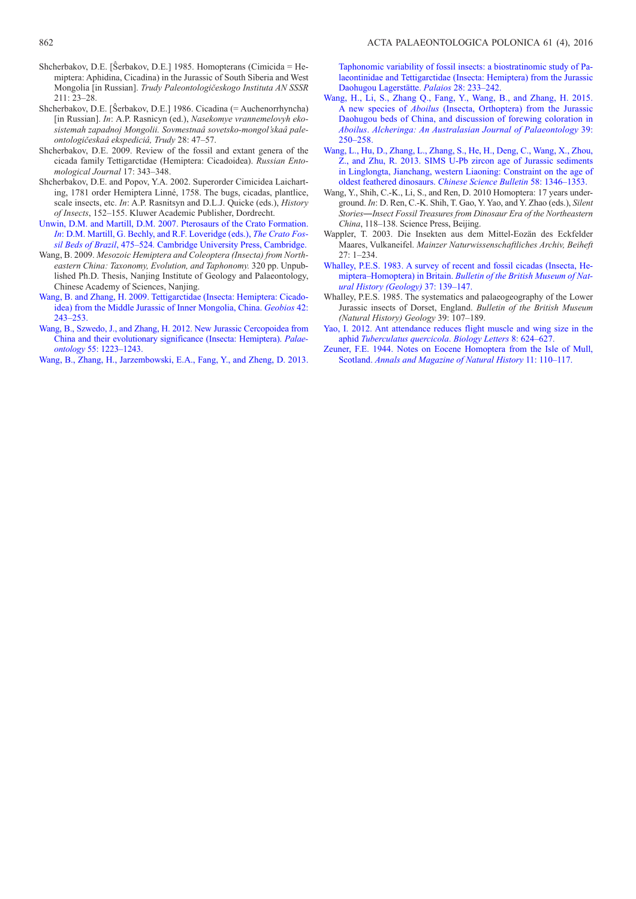Shcherbakov, D.E. [Ŝerbakov, D.E.] 1985. Homopterans (Cimicida = Hemiptera: Aphidina, Cicadina) in the Jurassic of South Siberia and West Mongolia [in Russian]. *Trudy Paleontologičeskogo Instituta AN SSSR* 211: 23–28.

Shcherbakov, D.E. [Ŝerbakov, D.E.] 1986. Cicadina (= Auchenorrhyncha) [in Russian]. *In*: A.P. Rasnicyn (ed.), *Nasekomye vrannemelovyh ekosistemah zapadnoj Mongolii. Sovmestnaâ sovetsko-mongol'skaâ paleontologičeskaâ ekspediciâ, Trudy* 28: 47–57.

Shcherbakov, D.E. 2009. Review of the fossil and extant genera of the cicada family Tettigarctidae (Hemiptera: Cicadoidea). *Russian Entomological Journal* 17: 343–348.

Shcherbakov, D.E. and Popov, Y.A. 2002. Superorder Cimicidea Laicharting, 1781 order Hemiptera Linné, 1758. The bugs, cicadas, plantlice, scale insects, etc. *In*: A.P. Rasnitsyn and D.L.J. Quicke (eds.), *History of Insects*, 152–155. Kluwer Academic Publisher, Dordrecht.

Unwin, D.M. and Martill, D.M. 2007. Pterosaurs of the Crato Formation. *In*: D.M. Martill, G. Bechly, and R.F. Loveridge (eds.), *The Crato Fossil Beds of Brazil*, 475–524. Cambridge University Press, Cambridge.

Wang, B. 2009. *Mesozoic Hemiptera and Coleoptera (Insecta) from Northeastern China: Taxonomy, Evolution, and Taphonomy.* 320 pp. Unpublished Ph.D. Thesis, Nanjing Institute of Geology and Palaeontology, Chinese Academy of Sciences, Nanjing.

Wang, B. and Zhang, H. 2009. Tettigarctidae (Insecta: Hemiptera: Cicadoidea) from the Middle Jurassic of Inner Mongolia, China. *Geobios* 42: 243–253.

Wang, B., Szwedo, J., and Zhang, H. 2012. New Jurassic Cercopoidea from China and their evolutionary significance (Insecta: Hemiptera). *Palaeontology* 55: 1223–1243.

Wang, B., Zhang, H., Jarzembowski, E.A., Fang, Y., and Zheng, D. 2013. Taphonomic variability of fossil insects: a biostratinomic study of Palaeontinidae and Tettigarctidae (Insecta: Hemiptera) from the Jurassic Daohugou Lagerstätte. *Palaios* 28: 233–242.

Wang, H., Li, S., Zhang Q., Fang, Y., Wang, B., and Zhang, H. 2015. A new species of *Aboilus* (Insecta, Orthoptera) from the Jurassic Daohugou beds of China, and discussion of forewing coloration in *Aboilus*. *Alcheringa: An Australasian Journal of Palaeontology* 39: 250–258.

Wang, L., Hu, D., Zhang, L., Zhang, S., He, H., Deng, C., Wang, X., Zhou, Z., and Zhu, R. 2013. SIMS U-Pb zircon age of Jurassic sediments in Linglongta, Jianchang, western Liaoning: Constraint on the age of oldest feathered dinosaurs. *Chinese Science Bulletin* 58: 1346–1353.

Wang, Y., Shih, C.-K., Li, S., and Ren, D. 2010 Homoptera: 17 years underground. *In*: D. Ren, C.-K. Shih, T. Gao, Y. Yao, and Y. Zhao (eds.), *Silent Stories—Insect Fossil Treasures from Dinosaur Era of the Northeastern China*, 118–138. Science Press, Beijing.

Wappler, T. 2003. Die Insekten aus dem Mittel-Eozän des Eckfelder Maares, Vulkaneifel. *Mainzer Naturwissenschaftliches Archiv, Beiheft* 27: 1–234.

Whalley, P.E.S. 1983. A survey of recent and fossil cicadas (Insecta, Hemiptera–Homoptera) in Britain. *Bulletin of the British Museum of Natural History (Geology)* 37: 139–147.

Whalley, P.E.S. 1985. The systematics and palaeogeography of the Lower Jurassic insects of Dorset, England. *Bulletin of the British Museum (Natural History) Geology* 39: 107–189.

Yao, I. 2012. Ant attendance reduces flight muscle and wing size in the aphid *Tuberculatus quercicola*. *Biology Letters* 8: 624–627.

Zeuner, F.E. 1944. Notes on Eocene Homoptera from the Isle of Mull, Scotland. *Annals and Magazine of Natural History* 11: 110–117.